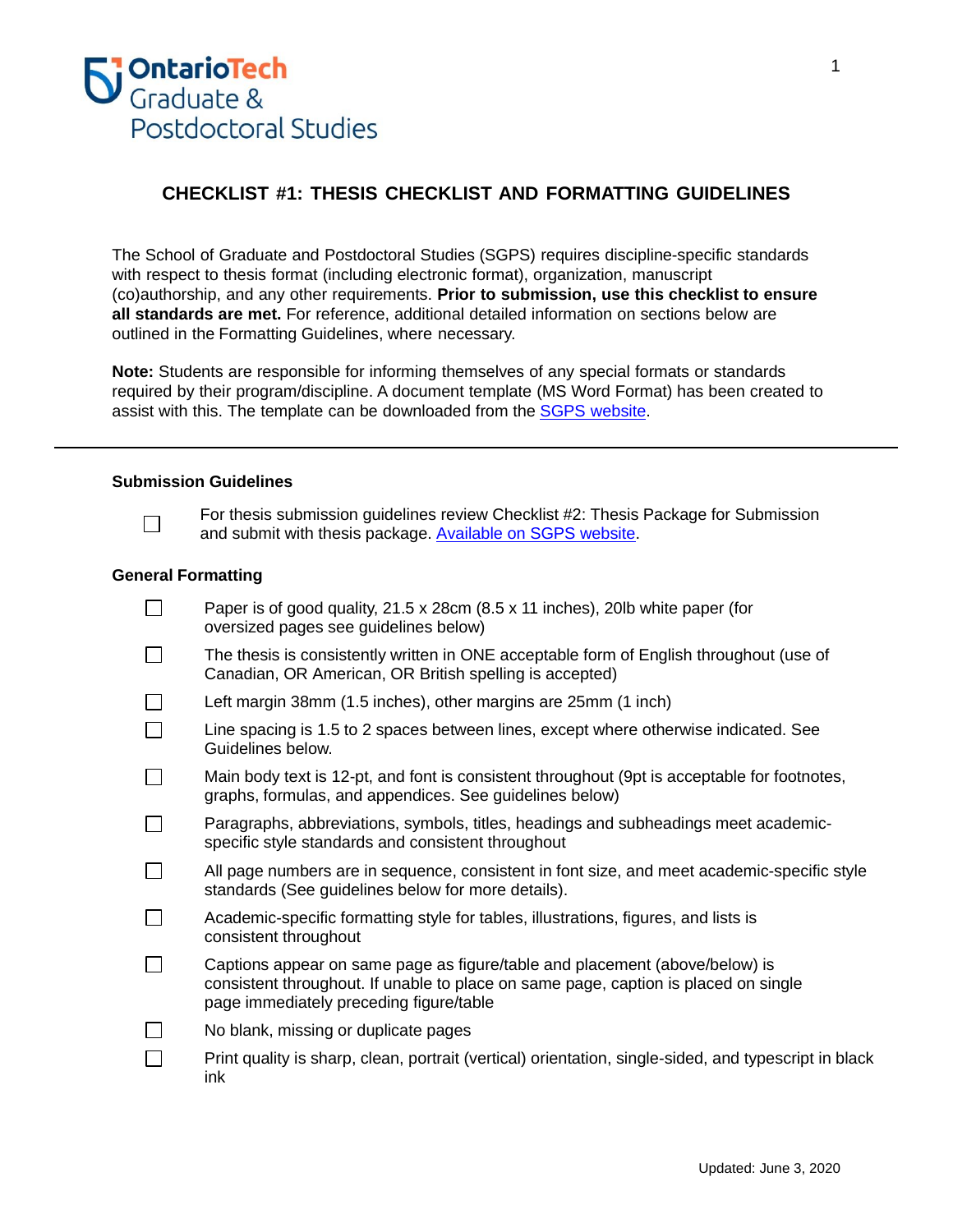**OntarioTech Graduate & Postdoctoral Studies**

# CHECKLIST #1: THESIS CHECKLIST AND FORMATTING GUIDELINES

The School of Graduate and Postdoctoral Studies (SGPS) requires discipline-specific standards with respect to thesis format (including electronic format), organization, manuscript (co)authorship, and any other requirements. **Prior to submission, use this checklist to ensure all standards are met.** For reference, additional detailed information on sections below are outlined in the Formatting Guidelines, where necessary.

**Note:** Students are responsible for informing themselves of any special formats or standards required by their program/discipline. A document template (MS Word Format) has been created to assist with this. The template can be downloaded from the [SGPS website](#).

---

### Submission Guidelines

- [ ] For thesis submission guidelines review Checklist #2: Thesis Package for Submission and submit with thesis package. [Available on SGPS website](#).

### General Formatting

- [ ] Paper is of good quality, 21.5 x 28cm (8.5 x 11 inches), 20lb white paper (for oversized pages see guidelines below)
- [ ] The thesis is consistently written in ONE acceptable form of English throughout (use of Canadian, OR American, OR British spelling is accepted)
- [ ] Left margin 38mm (1.5 inches), other margins are 25mm (1 inch)
- [ ] Line spacing is 1.5 to 2 spaces between lines, except where otherwise indicated. See Guidelines below.
- [ ] Main body text is 12-pt, and font is consistent throughout (9pt is acceptable for footnotes, graphs, formulas, and appendices. See guidelines below)
- [ ] Paragraphs, abbreviations, symbols, titles, headings and subheadings meet academic-specific style standards and consistent throughout
- [ ] All page numbers are in sequence, consistent in font size, and meet academic-specific style standards (See guidelines below for more details).
- [ ] Academic-specific formatting style for tables, illustrations, figures, and lists is consistent throughout
- [ ] Captions appear on same page as figure/table and placement (above/below) is consistent throughout. If unable to place on same page, caption is placed on single page immediately preceding figure/table
- [ ] No blank, missing or duplicate pages
- [ ] Print quality is sharp, clean, portrait (vertical) orientation, single-sided, and typescript in black ink

Updated: June 3, 2020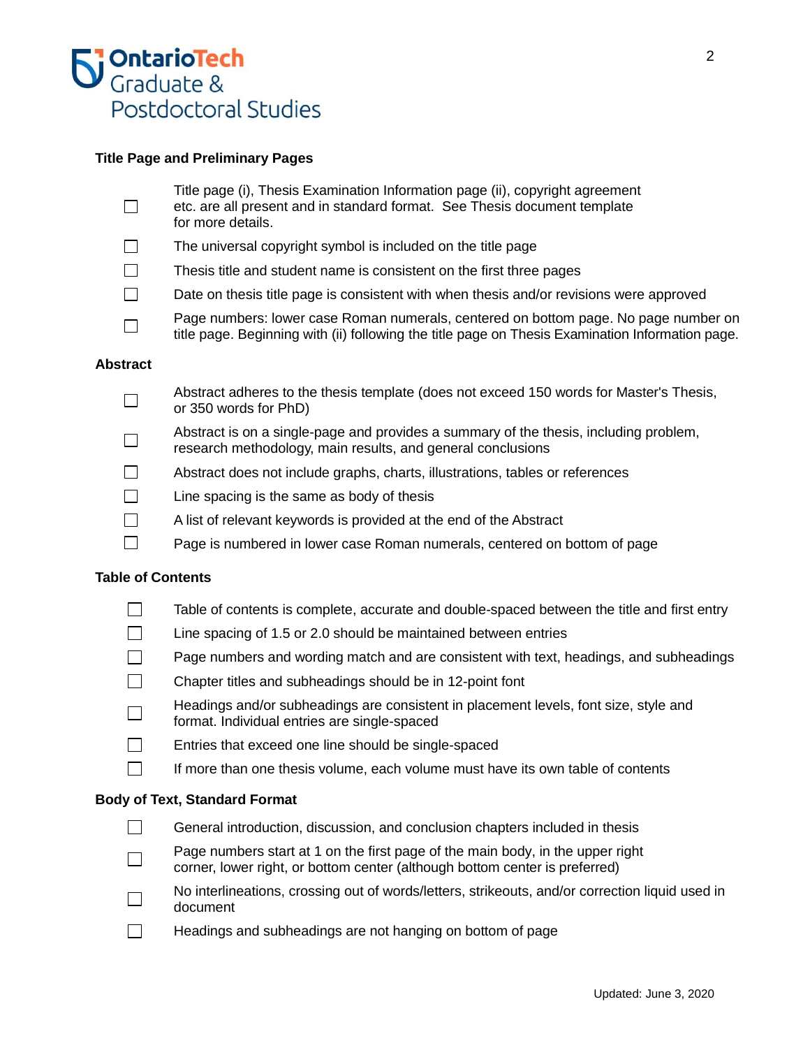### Title Page and Preliminary Pages

- [ ] Title page (i), Thesis Examination Information page (ii), copyright agreement etc. are all present and in standard format. See Thesis document template for more details.
- [ ] The universal copyright symbol is included on the title page
- [ ] Thesis title and student name is consistent on the first three pages
- [ ] Date on thesis title page is consistent with when thesis and/or revisions were approved
- [ ] Page numbers: lower case Roman numerals, centered on bottom page. No page number on title page. Beginning with (ii) following the title page on Thesis Examination Information page.

### Abstract

- [ ] Abstract adheres to the thesis template (does not exceed 150 words for Master's Thesis, or 350 words for PhD)
- [ ] Abstract is on a single-page and provides a summary of the thesis, including problem, research methodology, main results, and general conclusions
- [ ] Abstract does not include graphs, charts, illustrations, tables or references
- [ ] Line spacing is the same as body of thesis
- [ ] A list of relevant keywords is provided at the end of the Abstract
- [ ] Page is numbered in lower case Roman numerals, centered on bottom of page

### Table of Contents

- [ ] Table of contents is complete, accurate and double-spaced between the title and first entry
- [ ] Line spacing of 1.5 or 2.0 should be maintained between entries
- [ ] Page numbers and wording match and are consistent with text, headings, and subheadings
- [ ] Chapter titles and subheadings should be in 12-point font
- [ ] Headings and/or subheadings are consistent in placement levels, font size, style and format. Individual entries are single-spaced
- [ ] Entries that exceed one line should be single-spaced
- [ ] If more than one thesis volume, each volume must have its own table of contents

### Body of Text, Standard Format

- [ ] General introduction, discussion, and conclusion chapters included in thesis
- [ ] Page numbers start at 1 on the first page of the main body, in the upper right corner, lower right, or bottom center (although bottom center is preferred)
- [ ] No interlineations, crossing out of words/letters, strikeouts, and/or correction liquid used in document
- [ ] Headings and subheadings are not hanging on bottom of page

Updated: June 3, 2020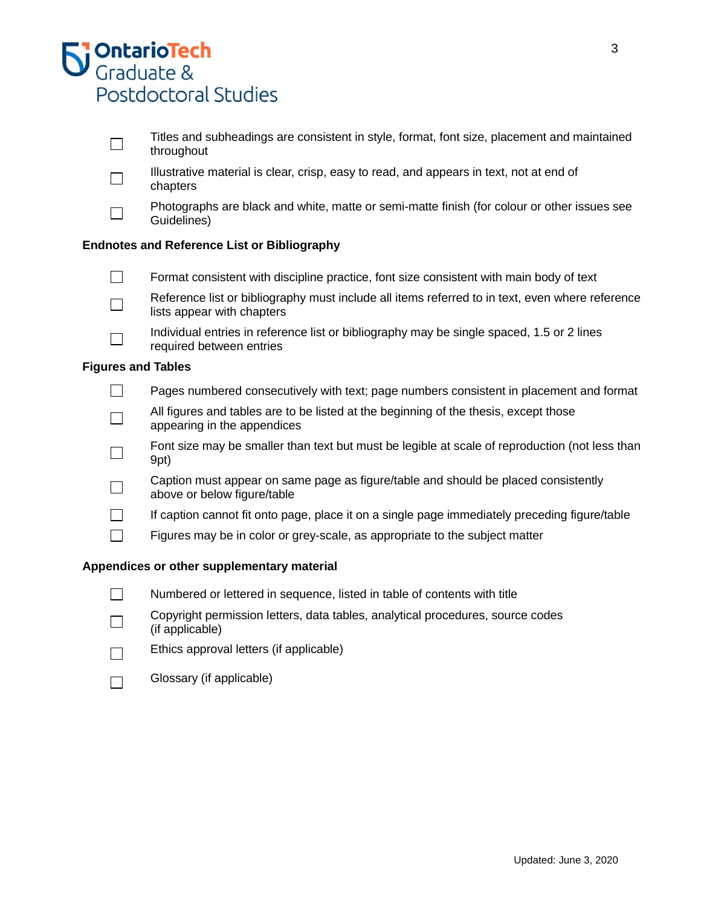- [ ] Titles and subheadings are consistent in style, format, font size, placement and maintained throughout
- [ ] Illustrative material is clear, crisp, easy to read, and appears in text, not at end of chapters
- [ ] Photographs are black and white, matte or semi-matte finish (for colour or other issues see Guidelines)

**Endnotes and Reference List or Bibliography**

- [ ] Format consistent with discipline practice, font size consistent with main body of text
- [ ] Reference list or bibliography must include all items referred to in text, even where reference lists appear with chapters
- [ ] Individual entries in reference list or bibliography may be single spaced, 1.5 or 2 lines required between entries

**Figures and Tables**

- [ ] Pages numbered consecutively with text; page numbers consistent in placement and format
- [ ] All figures and tables are to be listed at the beginning of the thesis, except those appearing in the appendices
- [ ] Font size may be smaller than text but must be legible at scale of reproduction (not less than 9pt)
- [ ] Caption must appear on same page as figure/table and should be placed consistently above or below figure/table
- [ ] If caption cannot fit onto page, place it on a single page immediately preceding figure/table
- [ ] Figures may be in color or grey-scale, as appropriate to the subject matter

**Appendices or other supplementary material**

- [ ] Numbered or lettered in sequence, listed in table of contents with title
- [ ] Copyright permission letters, data tables, analytical procedures, source codes (if applicable)
- [ ] Ethics approval letters (if applicable)
- [ ] Glossary (if applicable)

Updated: June 3, 2020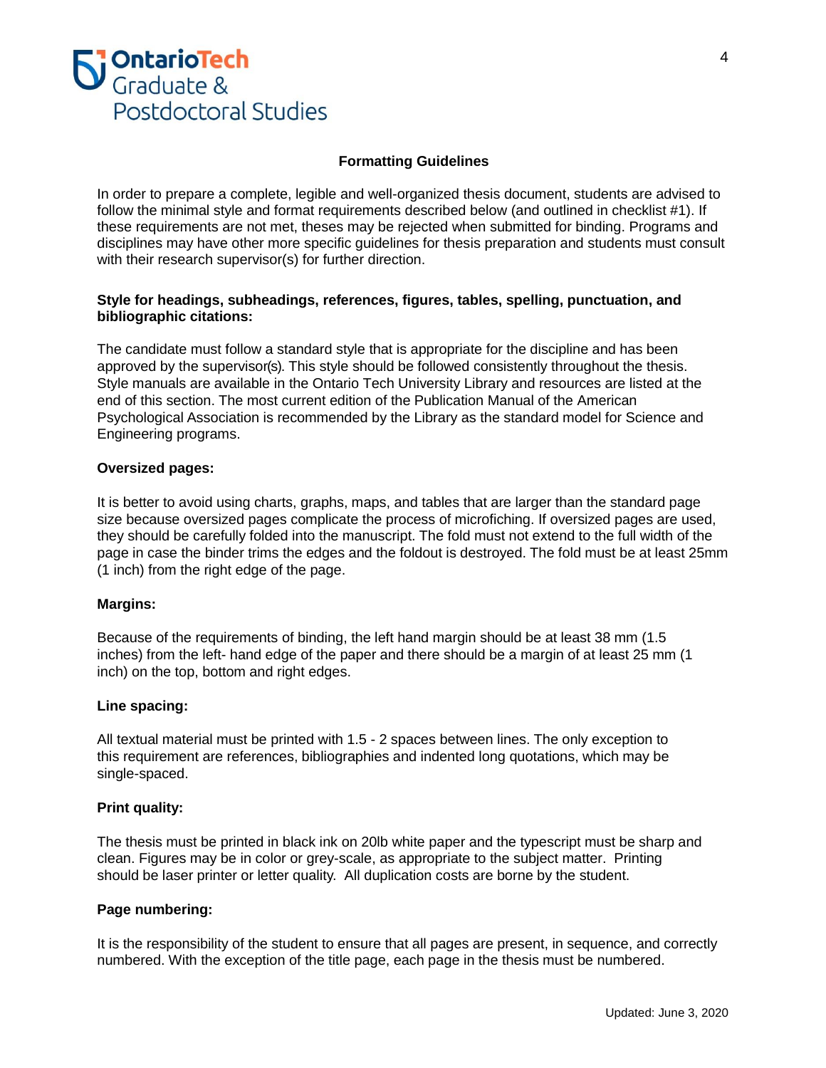## Formatting Guidelines

In order to prepare a complete, legible and well-organized thesis document, students are advised to follow the minimal style and format requirements described below (and outlined in checklist #1). If these requirements are not met, theses may be rejected when submitted for binding. Programs and disciplines may have other more specific guidelines for thesis preparation and students must consult with their research supervisor(s) for further direction.

**Style for headings, subheadings, references, figures, tables, spelling, punctuation, and bibliographic citations:**

The candidate must follow a standard style that is appropriate for the discipline and has been approved by the supervisor(s). This style should be followed consistently throughout the thesis. Style manuals are available in the Ontario Tech University Library and resources are listed at the end of this section. The most current edition of the Publication Manual of the American Psychological Association is recommended by the Library as the standard model for Science and Engineering programs.

**Oversized pages:**

It is better to avoid using charts, graphs, maps, and tables that are larger than the standard page size because oversized pages complicate the process of microfiching. If oversized pages are used, they should be carefully folded into the manuscript. The fold must not extend to the full width of the page in case the binder trims the edges and the foldout is destroyed. The fold must be at least 25mm (1 inch) from the right edge of the page.

**Margins:**

Because of the requirements of binding, the left hand margin should be at least 38 mm (1.5 inches) from the left- hand edge of the paper and there should be a margin of at least 25 mm (1 inch) on the top, bottom and right edges.

**Line spacing:**

All textual material must be printed with 1.5 - 2 spaces between lines. The only exception to this requirement are references, bibliographies and indented long quotations, which may be single-spaced.

**Print quality:**

The thesis must be printed in black ink on 20lb white paper and the typescript must be sharp and clean. Figures may be in color or grey-scale, as appropriate to the subject matter. Printing should be laser printer or letter quality. All duplication costs are borne by the student.

**Page numbering:**

It is the responsibility of the student to ensure that all pages are present, in sequence, and correctly numbered. With the exception of the title page, each page in the thesis must be numbered.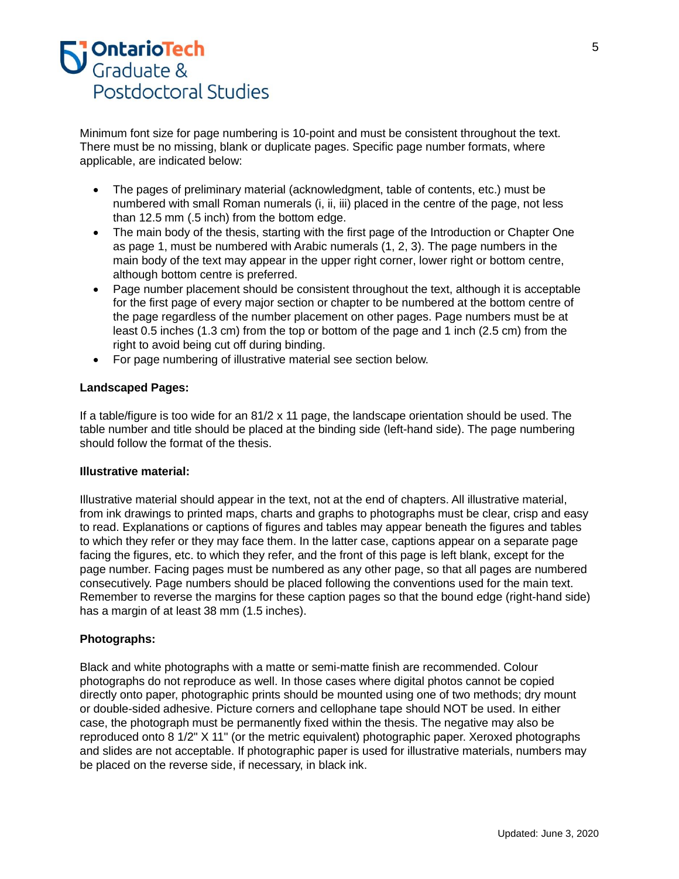Minimum font size for page numbering is 10-point and must be consistent throughout the text. There must be no missing, blank or duplicate pages. Specific page number formats, where applicable, are indicated below:

- The pages of preliminary material (acknowledgment, table of contents, etc.) must be numbered with small Roman numerals (i, ii, iii) placed in the centre of the page, not less than 12.5 mm (.5 inch) from the bottom edge.
- The main body of the thesis, starting with the first page of the Introduction or Chapter One as page 1, must be numbered with Arabic numerals (1, 2, 3). The page numbers in the main body of the text may appear in the upper right corner, lower right or bottom centre, although bottom centre is preferred.
- Page number placement should be consistent throughout the text, although it is acceptable for the first page of every major section or chapter to be numbered at the bottom centre of the page regardless of the number placement on other pages. Page numbers must be at least 0.5 inches (1.3 cm) from the top or bottom of the page and 1 inch (2.5 cm) from the right to avoid being cut off during binding.
- For page numbering of illustrative material see section below.

**Landscaped Pages:**

If a table/figure is too wide for an 81/2 x 11 page, the landscape orientation should be used. The table number and title should be placed at the binding side (left-hand side). The page numbering should follow the format of the thesis.

**Illustrative material:**

Illustrative material should appear in the text, not at the end of chapters. All illustrative material, from ink drawings to printed maps, charts and graphs to photographs must be clear, crisp and easy to read. Explanations or captions of figures and tables may appear beneath the figures and tables to which they refer or they may face them. In the latter case, captions appear on a separate page facing the figures, etc. to which they refer, and the front of this page is left blank, except for the page number. Facing pages must be numbered as any other page, so that all pages are numbered consecutively. Page numbers should be placed following the conventions used for the main text. Remember to reverse the margins for these caption pages so that the bound edge (right-hand side) has a margin of at least 38 mm (1.5 inches).

**Photographs:**

Black and white photographs with a matte or semi-matte finish are recommended. Colour photographs do not reproduce as well. In those cases where digital photos cannot be copied directly onto paper, photographic prints should be mounted using one of two methods; dry mount or double-sided adhesive. Picture corners and cellophane tape should NOT be used. In either case, the photograph must be permanently fixed within the thesis. The negative may also be reproduced onto 8 1/2" X 11" (or the metric equivalent) photographic paper. Xeroxed photographs and slides are not acceptable. If photographic paper is used for illustrative materials, numbers may be placed on the reverse side, if necessary, in black ink.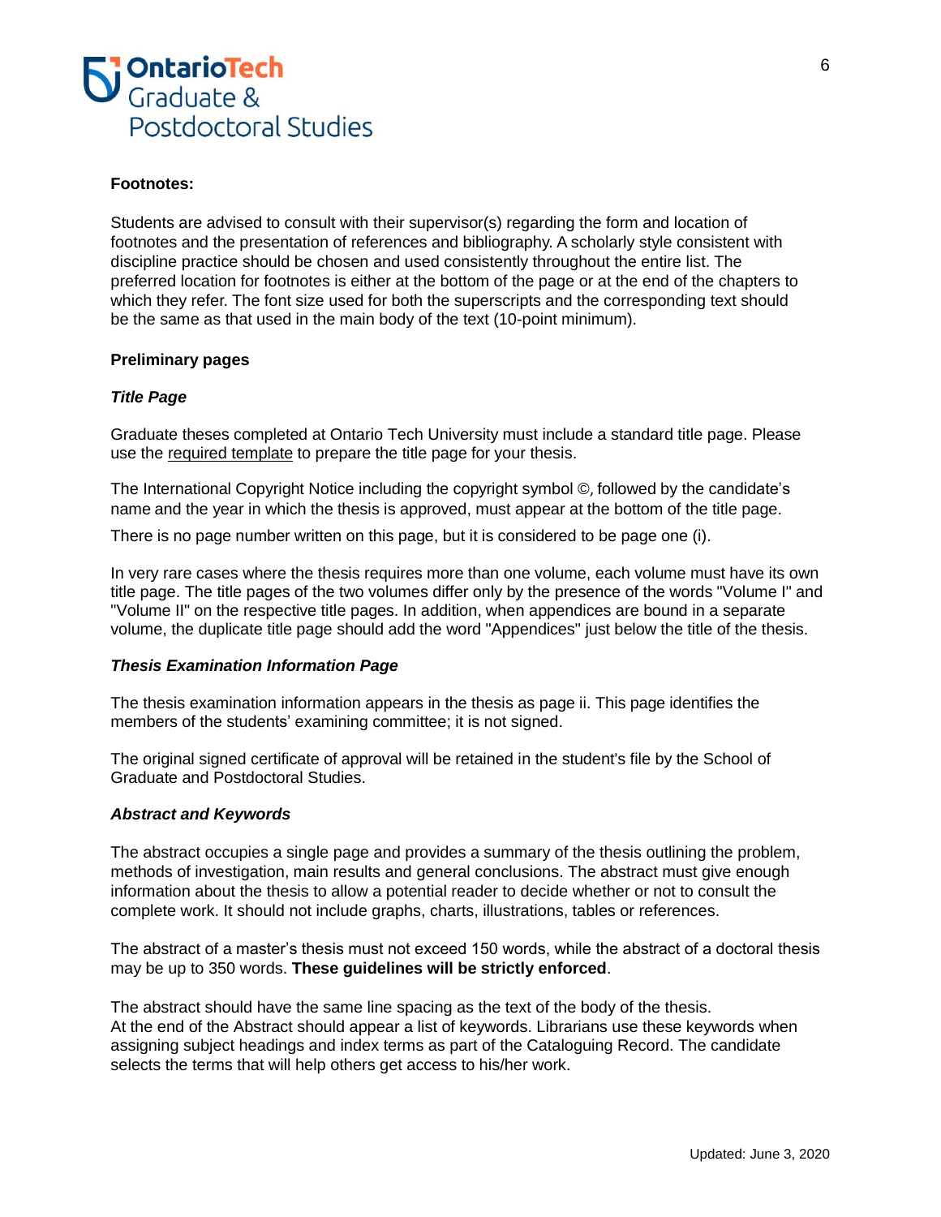**Footnotes:**

Students are advised to consult with their supervisor(s) regarding the form and location of footnotes and the presentation of references and bibliography. A scholarly style consistent with discipline practice should be chosen and used consistently throughout the entire list. The preferred location for footnotes is either at the bottom of the page or at the end of the chapters to which they refer. The font size used for both the superscripts and the corresponding text should be the same as that used in the main body of the text (10-point minimum).

**Preliminary pages**

***Title Page***

Graduate theses completed at Ontario Tech University must include a standard title page. Please use the required template to prepare the title page for your thesis.

The International Copyright Notice including the copyright symbol ©, followed by the candidate's name and the year in which the thesis is approved, must appear at the bottom of the title page.

There is no page number written on this page, but it is considered to be page one (i).

In very rare cases where the thesis requires more than one volume, each volume must have its own title page. The title pages of the two volumes differ only by the presence of the words "Volume I" and "Volume II" on the respective title pages. In addition, when appendices are bound in a separate volume, the duplicate title page should add the word "Appendices" just below the title of the thesis.

***Thesis Examination Information Page***

The thesis examination information appears in the thesis as page ii. This page identifies the members of the students' examining committee; it is not signed.

The original signed certificate of approval will be retained in the student's file by the School of Graduate and Postdoctoral Studies.

***Abstract and Keywords***

The abstract occupies a single page and provides a summary of the thesis outlining the problem, methods of investigation, main results and general conclusions. The abstract must give enough information about the thesis to allow a potential reader to decide whether or not to consult the complete work. It should not include graphs, charts, illustrations, tables or references.

The abstract of a master's thesis must not exceed 150 words, while the abstract of a doctoral thesis may be up to 350 words. **These guidelines will be strictly enforced**.

The abstract should have the same line spacing as the text of the body of the thesis. At the end of the Abstract should appear a list of keywords. Librarians use these keywords when assigning subject headings and index terms as part of the Cataloguing Record. The candidate selects the terms that will help others get access to his/her work.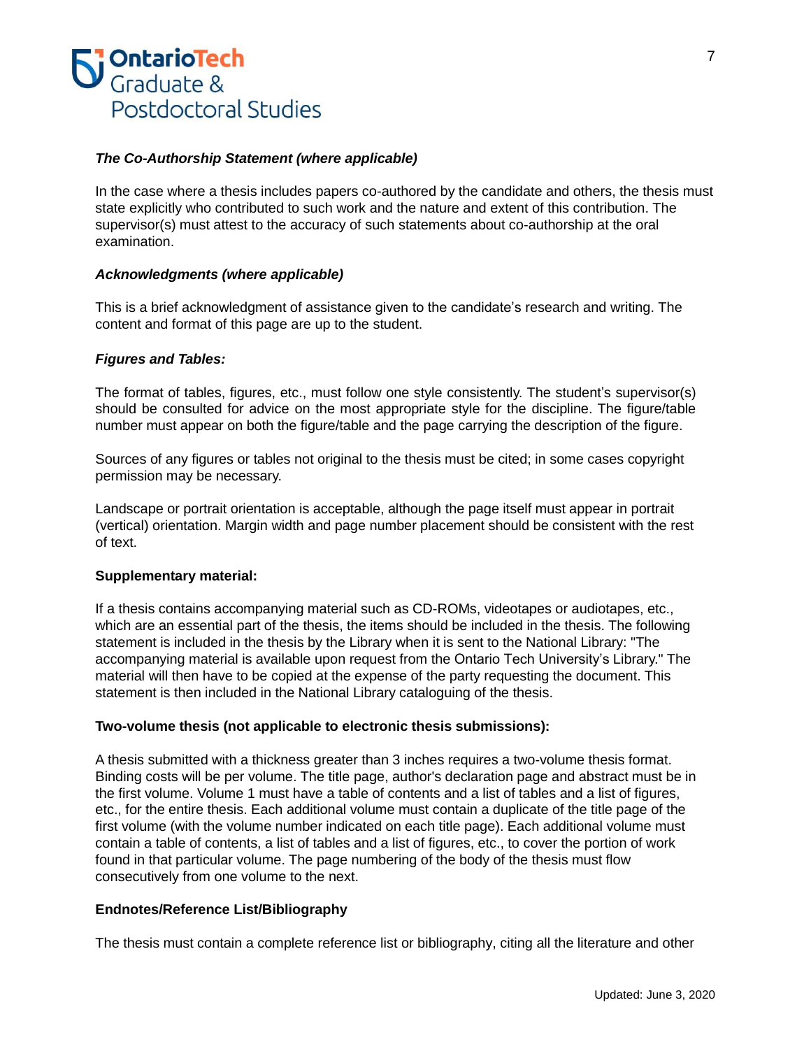***The Co-Authorship Statement (where applicable)***

In the case where a thesis includes papers co-authored by the candidate and others, the thesis must state explicitly who contributed to such work and the nature and extent of this contribution. The supervisor(s) must attest to the accuracy of such statements about co-authorship at the oral examination.

***Acknowledgments (where applicable)***

This is a brief acknowledgment of assistance given to the candidate's research and writing. The content and format of this page are up to the student.

***Figures and Tables:***

The format of tables, figures, etc., must follow one style consistently. The student's supervisor(s) should be consulted for advice on the most appropriate style for the discipline. The figure/table number must appear on both the figure/table and the page carrying the description of the figure.

Sources of any figures or tables not original to the thesis must be cited; in some cases copyright permission may be necessary.

Landscape or portrait orientation is acceptable, although the page itself must appear in portrait (vertical) orientation. Margin width and page number placement should be consistent with the rest of text.

**Supplementary material:**

If a thesis contains accompanying material such as CD-ROMs, videotapes or audiotapes, etc., which are an essential part of the thesis, the items should be included in the thesis. The following statement is included in the thesis by the Library when it is sent to the National Library: "The accompanying material is available upon request from the Ontario Tech University's Library." The material will then have to be copied at the expense of the party requesting the document. This statement is then included in the National Library cataloguing of the thesis.

**Two-volume thesis (not applicable to electronic thesis submissions):**

A thesis submitted with a thickness greater than 3 inches requires a two-volume thesis format. Binding costs will be per volume. The title page, author's declaration page and abstract must be in the first volume. Volume 1 must have a table of contents and a list of tables and a list of figures, etc., for the entire thesis. Each additional volume must contain a duplicate of the title page of the first volume (with the volume number indicated on each title page). Each additional volume must contain a table of contents, a list of tables and a list of figures, etc., to cover the portion of work found in that particular volume. The page numbering of the body of the thesis must flow consecutively from one volume to the next.

**Endnotes/Reference List/Bibliography**

The thesis must contain a complete reference list or bibliography, citing all the literature and other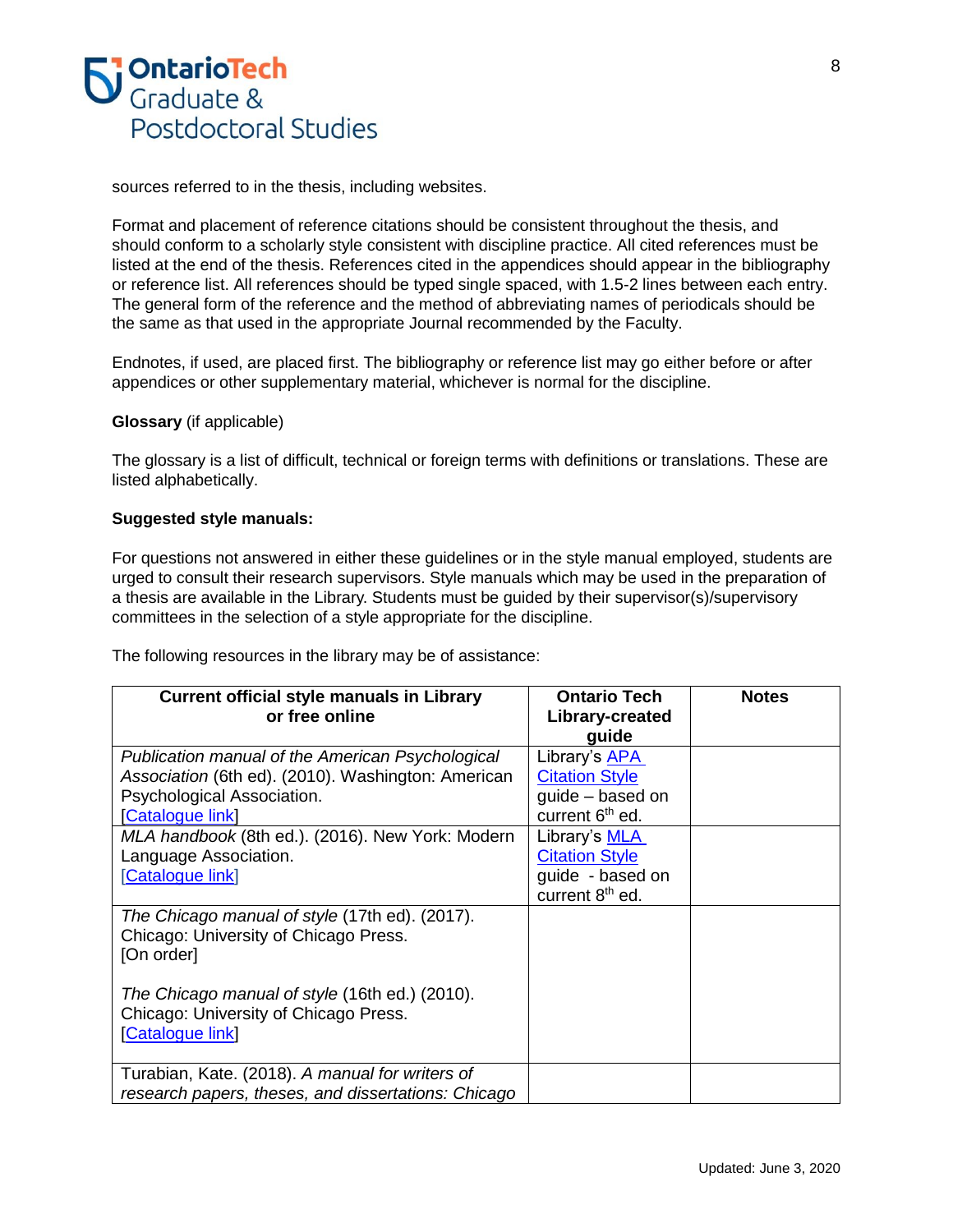sources referred to in the thesis, including websites.

Format and placement of reference citations should be consistent throughout the thesis, and should conform to a scholarly style consistent with discipline practice. All cited references must be listed at the end of the thesis. References cited in the appendices should appear in the bibliography or reference list. All references should be typed single spaced, with 1.5-2 lines between each entry. The general form of the reference and the method of abbreviating names of periodicals should be the same as that used in the appropriate Journal recommended by the Faculty.

Endnotes, if used, are placed first. The bibliography or reference list may go either before or after appendices or other supplementary material, whichever is normal for the discipline.

**Glossary** (if applicable)

The glossary is a list of difficult, technical or foreign terms with definitions or translations. These are listed alphabetically.

**Suggested style manuals:**

For questions not answered in either these guidelines or in the style manual employed, students are urged to consult their research supervisors. Style manuals which may be used in the preparation of a thesis are available in the Library. Students must be guided by their supervisor(s)/supervisory committees in the selection of a style appropriate for the discipline.

The following resources in the library may be of assistance:

| Current official style manuals in Library or free online | Ontario Tech Library-created guide | Notes |
|---|---|---|
| *Publication manual of the American Psychological Association* (6th ed). (2010). Washington: American Psychological Association. [Catalogue link] | Library's APA Citation Style guide – based on current 6th ed. | |
| *MLA handbook* (8th ed.). (2016). New York: Modern Language Association. [Catalogue link] | Library's MLA Citation Style guide - based on current 8th ed. | |
| *The Chicago manual of style* (17th ed). (2017). Chicago: University of Chicago Press. [On order]<br><br>*The Chicago manual of style* (16th ed.) (2010). Chicago: University of Chicago Press. [Catalogue link] | | |
| Turabian, Kate. (2018). *A manual for writers of research papers, theses, and dissertations: Chicago* | | |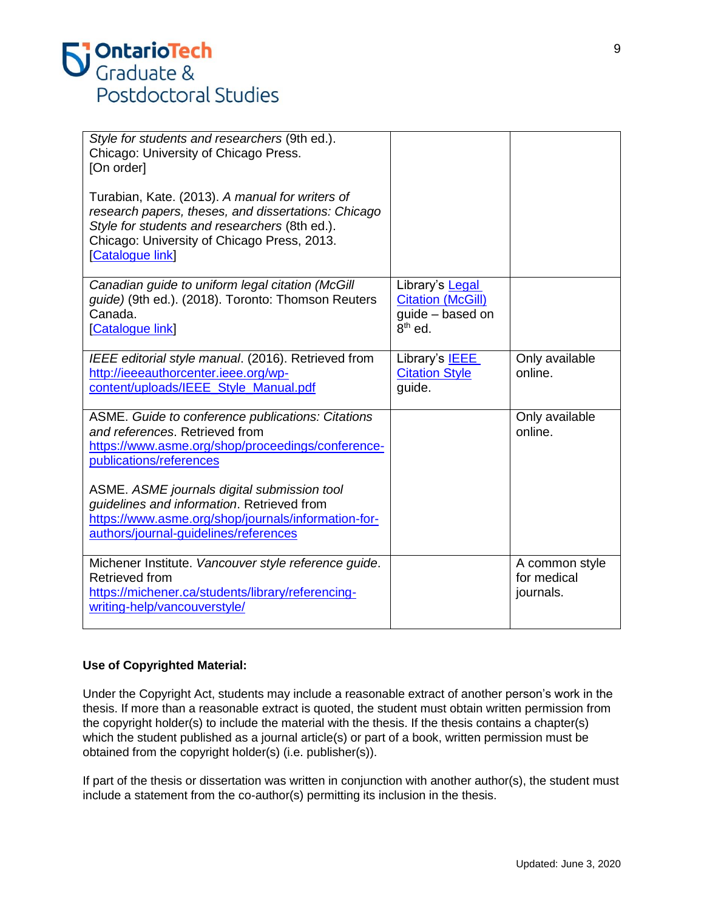| | | |
|---|---|---|
| *Style for students and researchers* (9th ed.). Chicago: University of Chicago Press. [On order]<br><br>Turabian, Kate. (2013). *A manual for writers of research papers, theses, and dissertations: Chicago Style for students and researchers* (8th ed.). Chicago: University of Chicago Press, 2013. [Catalogue link] | | |
| *Canadian guide to uniform legal citation (McGill guide)* (9th ed.). (2018). Toronto: Thomson Reuters Canada. [Catalogue link] | Library's Legal Citation (McGill) guide – based on 8th ed. | |
| *IEEE editorial style manual*. (2016). Retrieved from http://ieeeauthorcenter.ieee.org/wp-content/uploads/IEEE_Style_Manual.pdf | Library's IEEE Citation Style guide. | Only available online. |
| ASME. *Guide to conference publications: Citations and references*. Retrieved from https://www.asme.org/shop/proceedings/conference-publications/references<br><br>ASME. *ASME journals digital submission tool guidelines and information*. Retrieved from https://www.asme.org/shop/journals/information-for-authors/journal-guidelines/references | | Only available online. |
| Michener Institute. *Vancouver style reference guide*. Retrieved from https://michener.ca/students/library/referencing-writing-help/vancouverstyle/ | | A common style for medical journals. |

**Use of Copyrighted Material:**

Under the Copyright Act, students may include a reasonable extract of another person's work in the thesis. If more than a reasonable extract is quoted, the student must obtain written permission from the copyright holder(s) to include the material with the thesis. If the thesis contains a chapter(s) which the student published as a journal article(s) or part of a book, written permission must be obtained from the copyright holder(s) (i.e. publisher(s)).

If part of the thesis or dissertation was written in conjunction with another author(s), the student must include a statement from the co-author(s) permitting its inclusion in the thesis.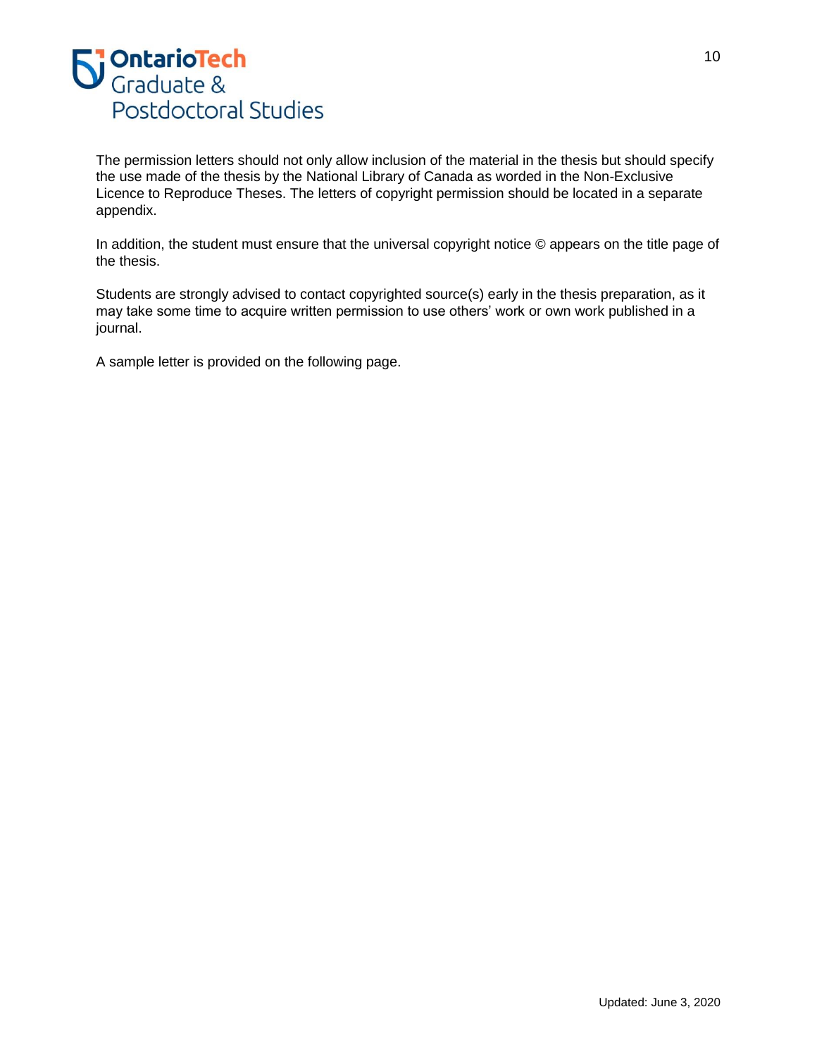The permission letters should not only allow inclusion of the material in the thesis but should specify the use made of the thesis by the National Library of Canada as worded in the Non-Exclusive Licence to Reproduce Theses. The letters of copyright permission should be located in a separate appendix.

In addition, the student must ensure that the universal copyright notice © appears on the title page of the thesis.

Students are strongly advised to contact copyrighted source(s) early in the thesis preparation, as it may take some time to acquire written permission to use others' work or own work published in a journal.

A sample letter is provided on the following page.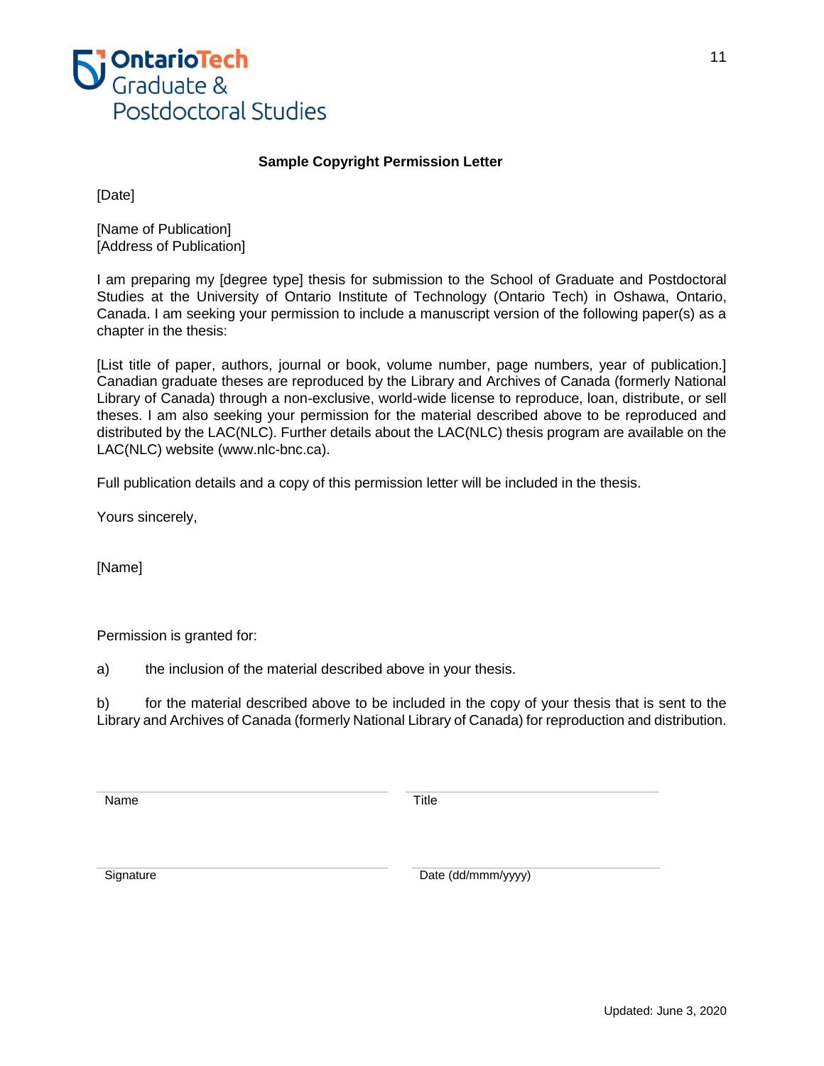Ontario Tech Graduate & Postdoctoral Studies

## Sample Copyright Permission Letter

[Date]

[Name of Publication]
[Address of Publication]

I am preparing my [degree type] thesis for submission to the School of Graduate and Postdoctoral Studies at the University of Ontario Institute of Technology (Ontario Tech) in Oshawa, Ontario, Canada. I am seeking your permission to include a manuscript version of the following paper(s) as a chapter in the thesis:

[List title of paper, authors, journal or book, volume number, page numbers, year of publication.] Canadian graduate theses are reproduced by the Library and Archives of Canada (formerly National Library of Canada) through a non-exclusive, world-wide license to reproduce, loan, distribute, or sell theses. I am also seeking your permission for the material described above to be reproduced and distributed by the LAC(NLC). Further details about the LAC(NLC) thesis program are available on the LAC(NLC) website (www.nlc-bnc.ca).

Full publication details and a copy of this permission letter will be included in the thesis.

Yours sincerely,

[Name]

Permission is granted for:

a) the inclusion of the material described above in your thesis.

b) for the material described above to be included in the copy of your thesis that is sent to the Library and Archives of Canada (formerly National Library of Canada) for reproduction and distribution.

| | |
|---|---|
| Name | Title |
| Signature | Date (dd/mmm/yyyy) |

Updated: June 3, 2020